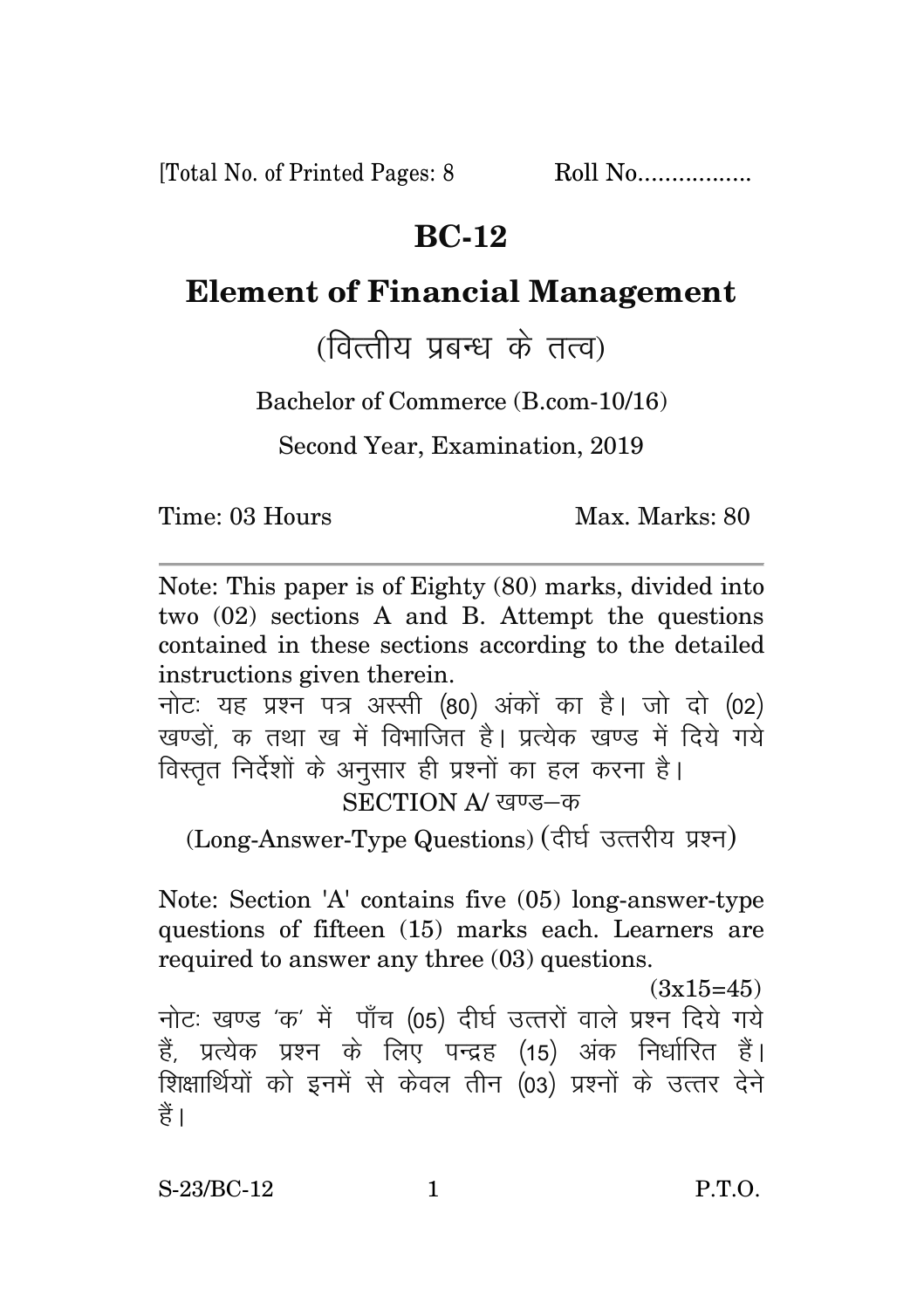[Total No. of Printed Pages: 8 Roll No.................

# BC-12

## Element of Financial Management

(वित्तीय प्रबन्ध के तत्व)

Bachelor of Commerce (B.com-10/16)

Second Year, Examination, 2019

Time: 03 Hours Max. Marks: 80

---

Note: This paper is of Eighty (80) marks, divided into two (02) sections A and B. Attempt the questions contained in these sections according to the detailed instructions given therein.

नोटः यह प्रश्न पत्र अस्सी (80) अंकों का है। जो दो (02) खण्डों, क तथा ख में विभाजित है। प्रत्येक खण्ड में दिये गये विस्तृत निर्देशों के अनुसार ही प्रश्नों का हल करना है।

### SECTION A/ खण्ड–क

(Long-Answer-Type Questions) (दीर्घ उत्तरीय प्रश्न)

Note: Section 'A' contains five (05) long-answer-type questions of fifteen (15) marks each. Learners are required to answer any three (03) questions.

(3x15=45)

नोटः खण्ड 'क' में पाँच (05) दीर्घ उत्तरों वाले प्रश्न दिये गये हैं, प्रत्येक प्रश्न के लिए पन्द्रह (15) अंक निर्धारित हैं। शिक्षार्थियों को इनमें से केवल तीन (03) प्रश्नों के उत्तर देने हैं।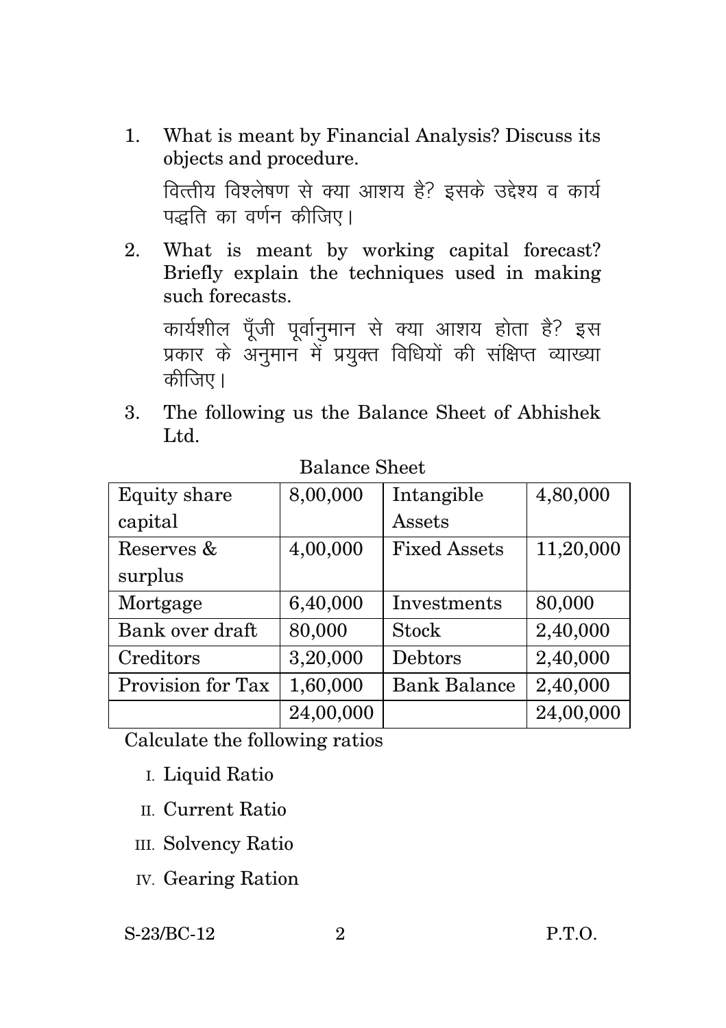1. What is meant by Financial Analysis? Discuss its objects and procedure.

   वित्तीय विश्लेषण से क्या आशय है? इसके उद्देश्य व कार्य पद्धति का वर्णन कीजिए।

2. What is meant by working capital forecast? Briefly explain the techniques used in making such forecasts.

   कार्यशील पूँजी पूर्वानुमान से क्या आशय होता है? इस प्रकार के अनुमान में प्रयुक्त विधियों की संक्षिप्त व्याख्या कीजिए।

3. The following us the Balance Sheet of Abhishek Ltd.

Balance Sheet

| Equity share capital | 8,00,000 | Intangible Assets | 4,80,000 |
|---|---|---|---|
| Reserves & surplus | 4,00,000 | Fixed Assets | 11,20,000 |
| Mortgage | 6,40,000 | Investments | 80,000 |
| Bank over draft | 80,000 | Stock | 2,40,000 |
| Creditors | 3,20,000 | Debtors | 2,40,000 |
| Provision for Tax | 1,60,000 | Bank Balance | 2,40,000 |
| | 24,00,000 | | 24,00,000 |

Calculate the following ratios

I. Liquid Ratio

II. Current Ratio

III. Solvency Ratio

IV. Gearing Ration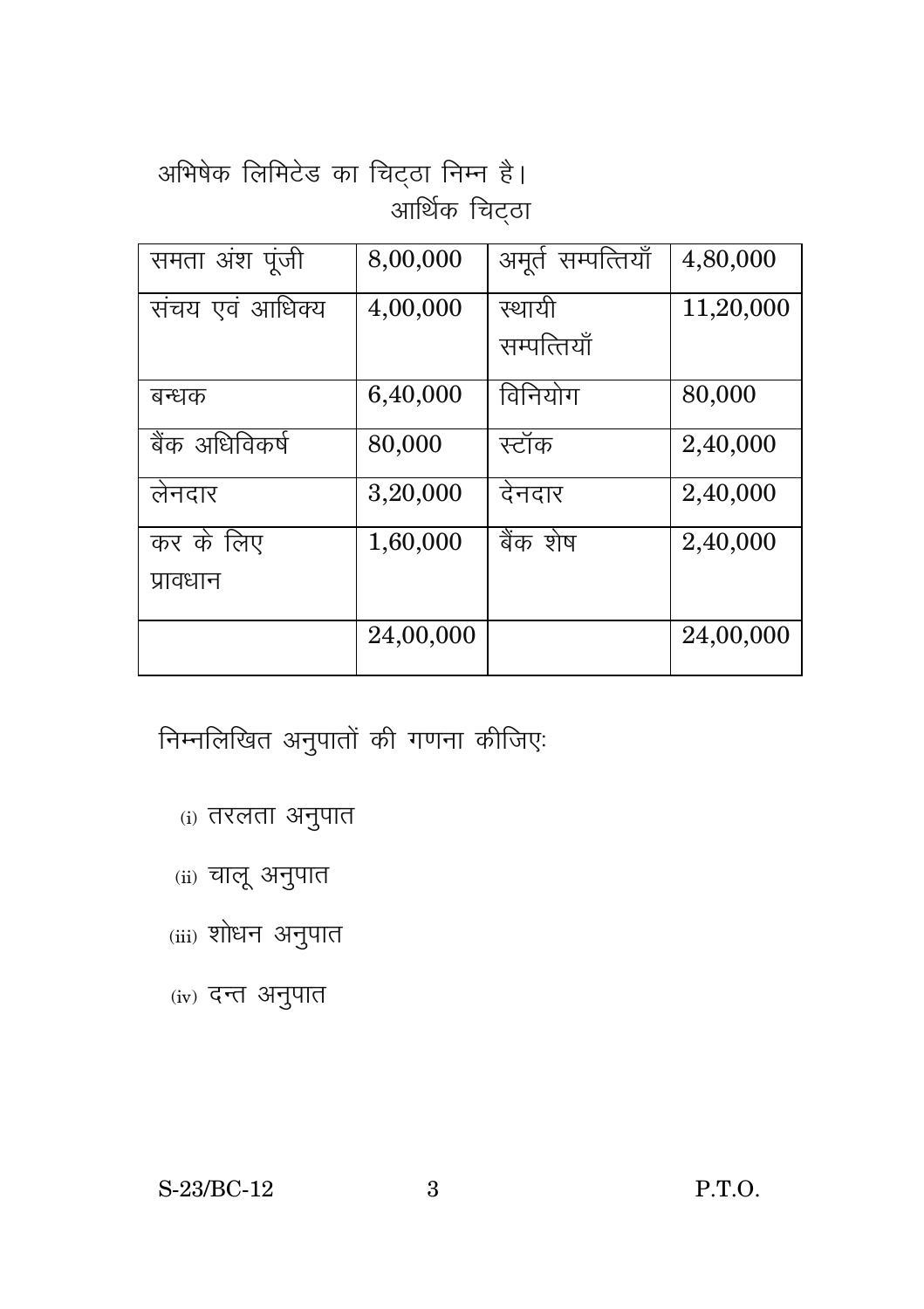अभिषेक लिमिटेड का चिट्ठा निम्न है।

आर्थिक चिट्ठा

| समता अंश पूंजी | 8,00,000 | अमूर्त सम्पत्तियाँ | 4,80,000 |
|---|---|---|---|
| संचय एवं आधिक्य | 4,00,000 | स्थायी सम्पत्तियाँ | 11,20,000 |
| बन्धक | 6,40,000 | विनियोग | 80,000 |
| बैंक अधिविकर्ष | 80,000 | स्टॉक | 2,40,000 |
| लेनदार | 3,20,000 | देनदार | 2,40,000 |
| कर के लिए प्रावधान | 1,60,000 | बैंक शेष | 2,40,000 |
| | 24,00,000 | | 24,00,000 |

निम्नलिखित अनुपातों की गणना कीजिए:

(i) तरलता अनुपात

(ii) चालू अनुपात

(iii) शोधन अनुपात

(iv) दन्त अनुपात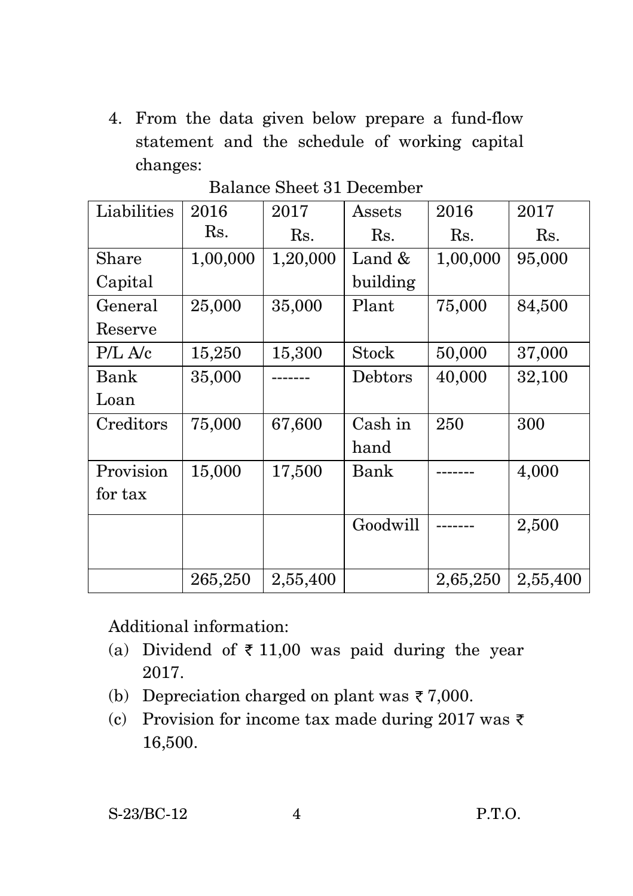4. From the data given below prepare a fund-flow statement and the schedule of working capital changes:

Balance Sheet 31 December

| Liabilities | 2016 Rs. | 2017 Rs. | Assets Rs. | 2016 Rs. | 2017 Rs. |
|---|---|---|---|---|---|
| Share Capital | 1,00,000 | 1,20,000 | Land & building | 1,00,000 | 95,000 |
| General Reserve | 25,000 | 35,000 | Plant | 75,000 | 84,500 |
| P/L A/c | 15,250 | 15,300 | Stock | 50,000 | 37,000 |
| Bank Loan | 35,000 | ------- | Debtors | 40,000 | 32,100 |
| Creditors | 75,000 | 67,600 | Cash in hand | 250 | 300 |
| Provision for tax | 15,000 | 17,500 | Bank | ------- | 4,000 |
| | | | Goodwill | ------- | 2,500 |
| | 265,250 | 2,55,400 | | 2,65,250 | 2,55,400 |

Additional information:

(a) Dividend of ₹ 11,00 was paid during the year 2017.

(b) Depreciation charged on plant was ₹ 7,000.

(c) Provision for income tax made during 2017 was ₹ 16,500.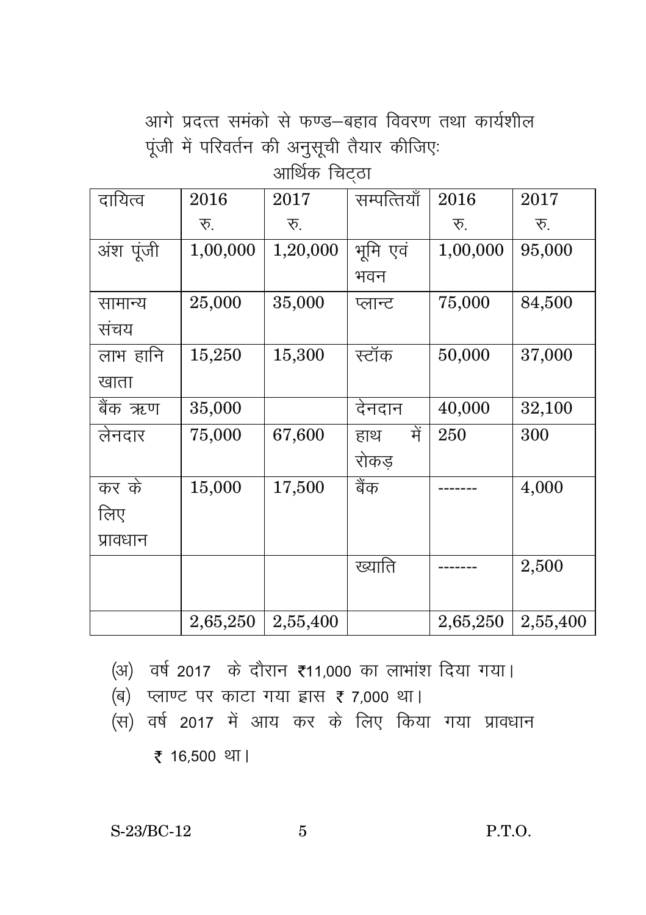आगे प्रदत्त समंको से फण्ड–बहाव विवरण तथा कार्यशील पूंजी में परिवर्तन की अनुसूची तैयार कीजिए:

आर्थिक चिट्ठा

| दायित्व | 2016 रु. | 2017 रु. | सम्पत्तियाँ | 2016 रु. | 2017 रु. |
|---|---|---|---|---|---|
| अंश पूंजी | 1,00,000 | 1,20,000 | भूमि एवं भवन | 1,00,000 | 95,000 |
| सामान्य संचय | 25,000 | 35,000 | प्लान्ट | 75,000 | 84,500 |
| लाभ हानि खाता | 15,250 | 15,300 | स्टॉक | 50,000 | 37,000 |
| बैंक ऋण | 35,000 | | देनदार | 40,000 | 32,100 |
| लेनदार | 75,000 | 67,600 | हाथ में रोकड़ | 250 | 300 |
| कर के लिए प्रावधान | 15,000 | 17,500 | बैंक | ------- | 4,000 |
| | | | ख्याति | ------- | 2,500 |
| | 2,65,250 | 2,55,400 | | 2,65,250 | 2,55,400 |

(अ) वर्ष 2017 के दौरान ₹11,000 का लाभांश दिया गया।

(ब) प्लाण्ट पर काटा गया ह्रास ₹ 7,000 था।

(स) वर्ष 2017 में आय कर के लिए किया गया प्रावधान ₹ 16,500 था।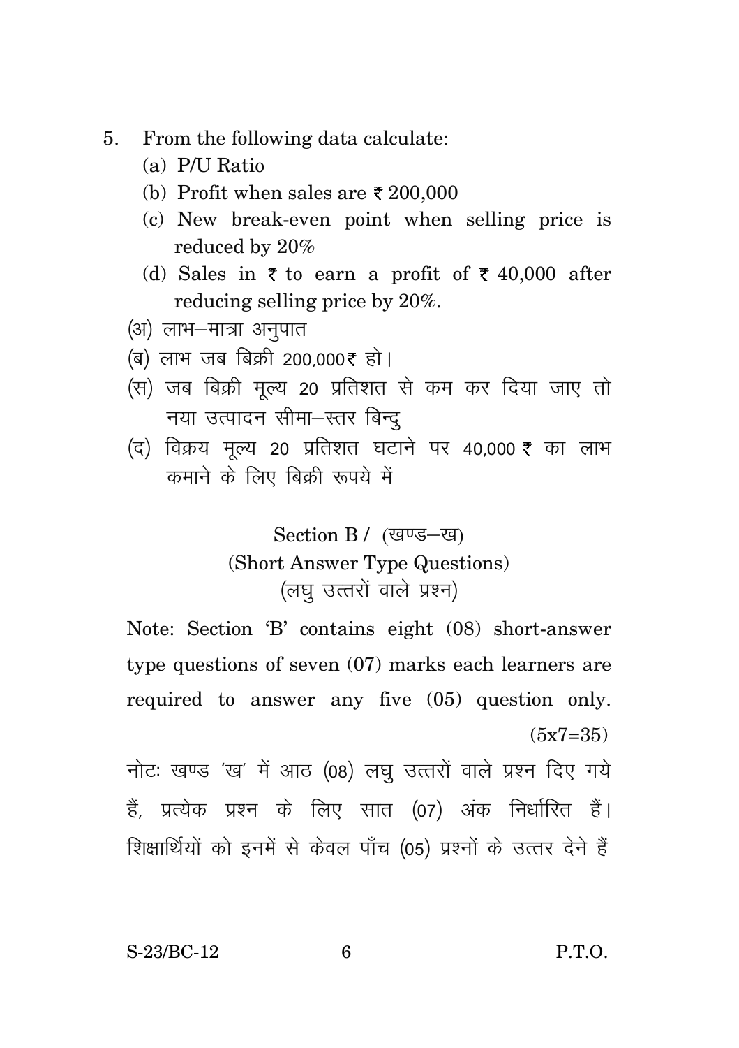5. From the following data calculate:
   (a) P/U Ratio
   (b) Profit when sales are ₹ 200,000
   (c) New break-even point when selling price is reduced by 20%
   (d) Sales in ₹ to earn a profit of ₹ 40,000 after reducing selling price by 20%.

   (अ) लाभ–मात्रा अनुपात
   (ब) लाभ जब बिक्री 200,000₹ हो।
   (स) जब बिक्री मूल्य 20 प्रतिशत से कम कर दिया जाए तो नया उत्पादन सीमा–स्तर बिन्दु
   (द) विक्रय मूल्य 20 प्रतिशत घटाने पर 40,000 ₹ का लाभ कमाने के लिए बिक्री रूपये में

## Section B / (खण्ड–ख)

### (Short Answer Type Questions)

### (लघु उत्तरों वाले प्रश्न)

Note: Section 'B' contains eight (08) short-answer type questions of seven (07) marks each learners are required to answer any five (05) question only. (5x7=35)

नोटः खण्ड 'ख' में आठ (08) लघु उत्तरों वाले प्रश्न दिए गये हैं, प्रत्येक प्रश्न के लिए सात (07) अंक निर्धारित हैं। शिक्षार्थियों को इनमें से केवल पाँच (05) प्रश्नों के उत्तर देने हैं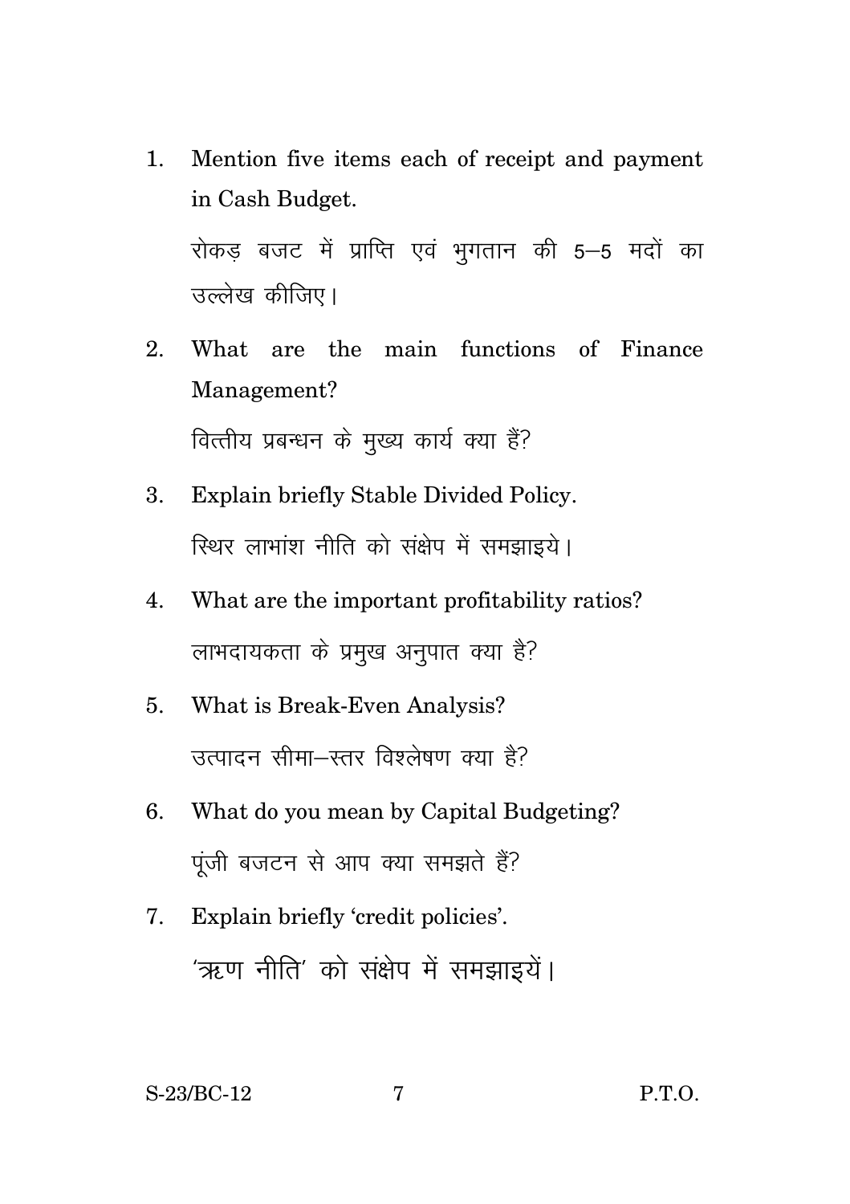1. Mention five items each of receipt and payment in Cash Budget.

   रोकड़ बजट में प्राप्ति एवं भुगतान की 5–5 मदों का उल्लेख कीजिए।

2. What are the main functions of Finance Management?

   वित्तीय प्रबन्धन के मुख्य कार्य क्या हैं?

3. Explain briefly Stable Divided Policy.

   स्थिर लाभांश नीति को संक्षेप में समझाइये।

4. What are the important profitability ratios?

   लाभदायकता के प्रमुख अनुपात क्या है?

5. What is Break-Even Analysis?

   उत्पादन सीमा–स्तर विश्लेषण क्या है?

6. What do you mean by Capital Budgeting?

   पूंजी बजटन से आप क्या समझते हैं?

7. Explain briefly 'credit policies'.

   'ऋण नीति' को संक्षेप में समझाइयें।

S-23/BC-12

P.T.O.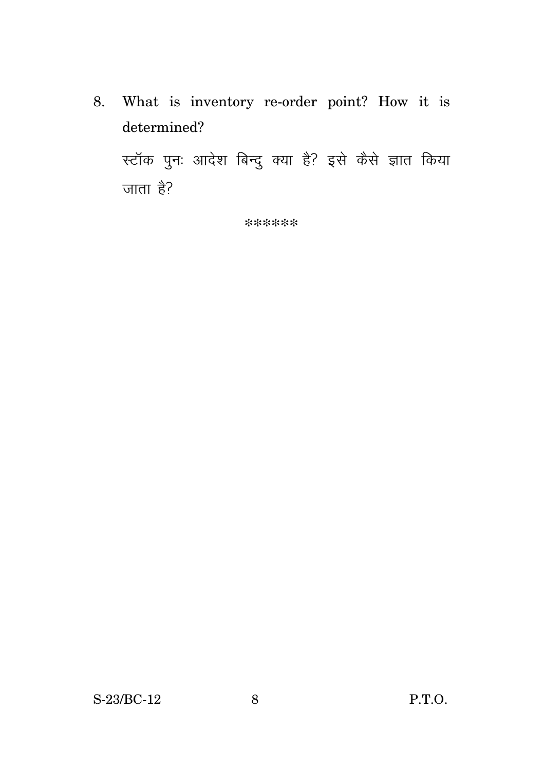8. What is inventory re-order point? How it is determined?

   स्टॉक पुनः आदेश बिन्दु क्या है? इसे कैसे ज्ञात किया जाता है?

******